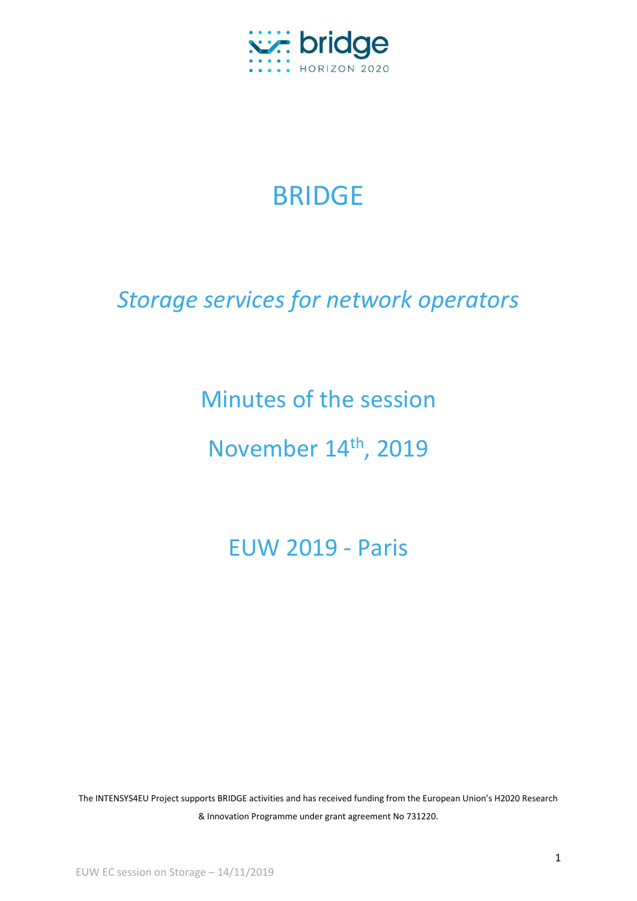bridge

HORIZON 2020

# BRIDGE

## *Storage services for network operators*

## Minutes of the session

## November 14th, 2019

## EUW 2019 - Paris

The INTENSYS4EU Project supports BRIDGE activities and has received funding from the European Union's H2020 Research & Innovation Programme under grant agreement No 731220.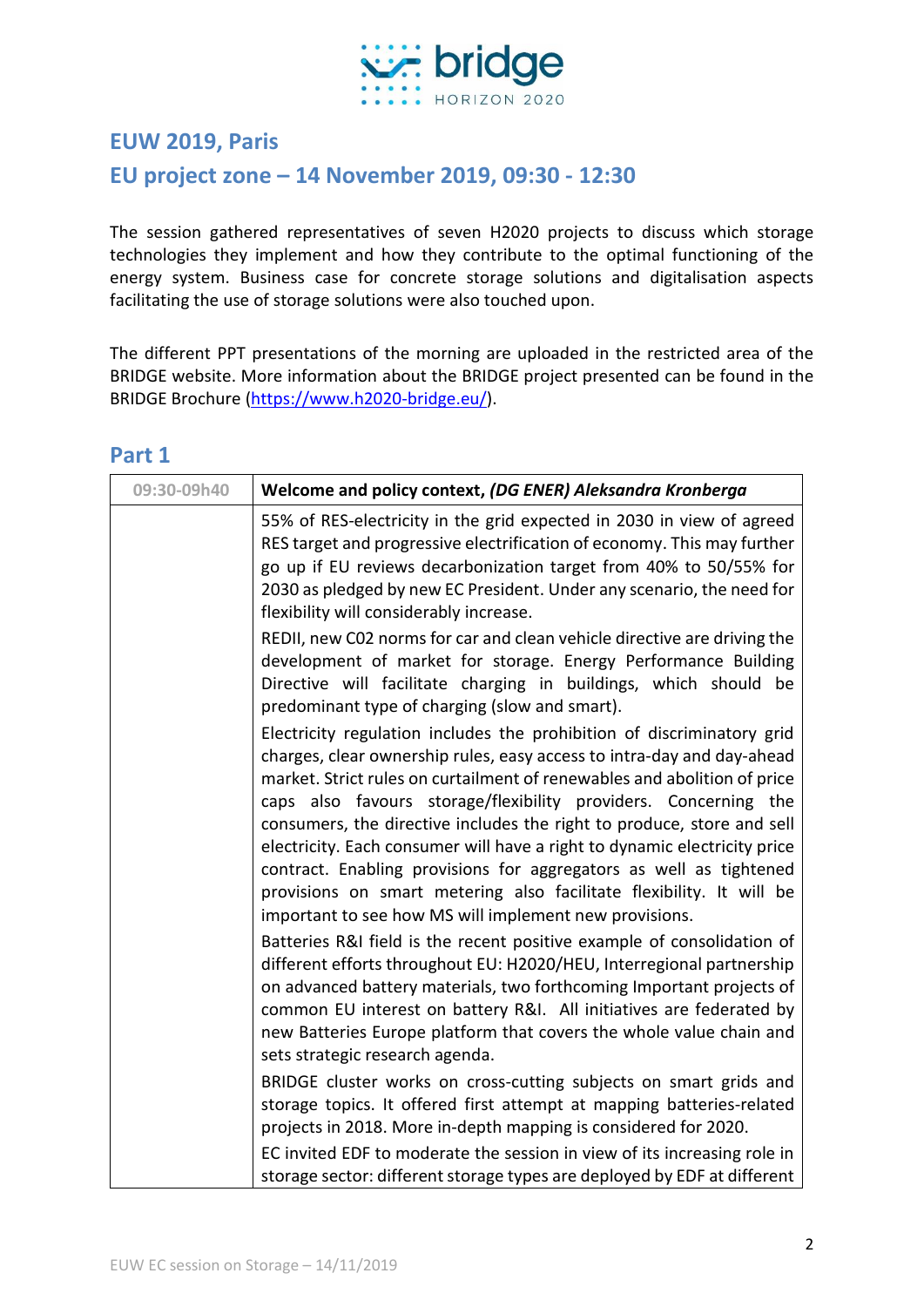## EUW 2019, Paris

## EU project zone – 14 November 2019, 09:30 - 12:30

The session gathered representatives of seven H2020 projects to discuss which storage technologies they implement and how they contribute to the optimal functioning of the energy system. Business case for concrete storage solutions and digitalisation aspects facilitating the use of storage solutions were also touched upon.

The different PPT presentations of the morning are uploaded in the restricted area of the BRIDGE website. More information about the BRIDGE project presented can be found in the BRIDGE Brochure (https://www.h2020-bridge.eu/).

## Part 1

| 09:30-09h40 | **Welcome and policy context, *(DG ENER) Aleksandra Kronberga*** |
|---|---|
| | 55% of RES-electricity in the grid expected in 2030 in view of agreed RES target and progressive electrification of economy. This may further go up if EU reviews decarbonization target from 40% to 50/55% for 2030 as pledged by new EC President. Under any scenario, the need for flexibility will considerably increase.<br>REDII, new C02 norms for car and clean vehicle directive are driving the development of market for storage. Energy Performance Building Directive will facilitate charging in buildings, which should be predominant type of charging (slow and smart).<br>Electricity regulation includes the prohibition of discriminatory grid charges, clear ownership rules, easy access to intra-day and day-ahead market. Strict rules on curtailment of renewables and abolition of price caps also favours storage/flexibility providers. Concerning the consumers, the directive includes the right to produce, store and sell electricity. Each consumer will have a right to dynamic electricity price contract. Enabling provisions for aggregators as well as tightened provisions on smart metering also facilitate flexibility. It will be important to see how MS will implement new provisions.<br>Batteries R&I field is the recent positive example of consolidation of different efforts throughout EU: H2020/HEU, Interregional partnership on advanced battery materials, two forthcoming Important projects of common EU interest on battery R&I. All initiatives are federated by new Batteries Europe platform that covers the whole value chain and sets strategic research agenda.<br>BRIDGE cluster works on cross-cutting subjects on smart grids and storage topics. It offered first attempt at mapping batteries-related projects in 2018. More in-depth mapping is considered for 2020.<br>EC invited EDF to moderate the session in view of its increasing role in storage sector: different storage types are deployed by EDF at different |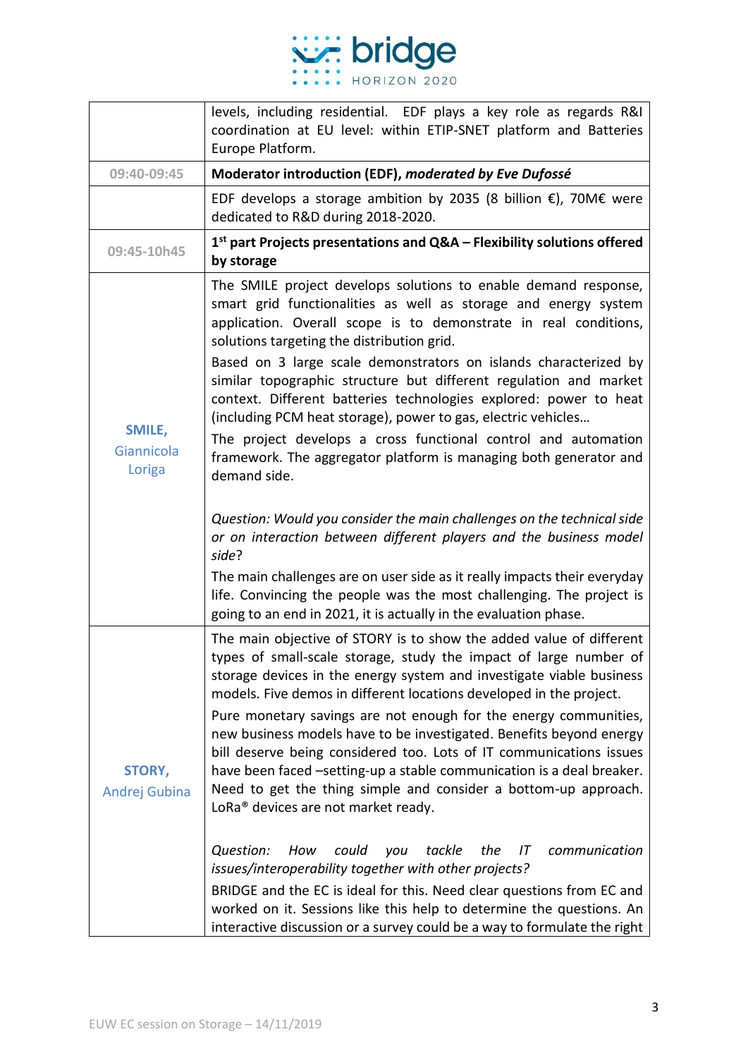| | |
|---|---|
| | levels, including residential. EDF plays a key role as regards R&I coordination at EU level: within ETIP-SNET platform and Batteries Europe Platform. |
| 09:40-09:45 | **Moderator introduction (EDF),** ***moderated by Eve Dufossé*** |
| | EDF develops a storage ambition by 2035 (8 billion €), 70M€ were dedicated to R&D during 2018-2020. |
| 09:45-10h45 | **1st part Projects presentations and Q&A – Flexibility solutions offered by storage** |
| **SMILE,** Giannicola Loriga | The SMILE project develops solutions to enable demand response, smart grid functionalities as well as storage and energy system application. Overall scope is to demonstrate in real conditions, solutions targeting the distribution grid.<br><br>Based on 3 large scale demonstrators on islands characterized by similar topographic structure but different regulation and market context. Different batteries technologies explored: power to heat (including PCM heat storage), power to gas, electric vehicles…<br><br>The project develops a cross functional control and automation framework. The aggregator platform is managing both generator and demand side.<br><br>*Question: Would you consider the main challenges on the technical side or on interaction between different players and the business model side*?<br><br>The main challenges are on user side as it really impacts their everyday life. Convincing the people was the most challenging. The project is going to an end in 2021, it is actually in the evaluation phase. |
| **STORY,** Andrej Gubina | The main objective of STORY is to show the added value of different types of small-scale storage, study the impact of large number of storage devices in the energy system and investigate viable business models. Five demos in different locations developed in the project.<br><br>Pure monetary savings are not enough for the energy communities, new business models have to be investigated. Benefits beyond energy bill deserve being considered too. Lots of IT communications issues have been faced –setting-up a stable communication is a deal breaker. Need to get the thing simple and consider a bottom-up approach. LoRa® devices are not market ready.<br><br>*Question: How could you tackle the IT communication issues/interoperability together with other projects?*<br><br>BRIDGE and the EC is ideal for this. Need clear questions from EC and worked on it. Sessions like this help to determine the questions. An interactive discussion or a survey could be a way to formulate the right |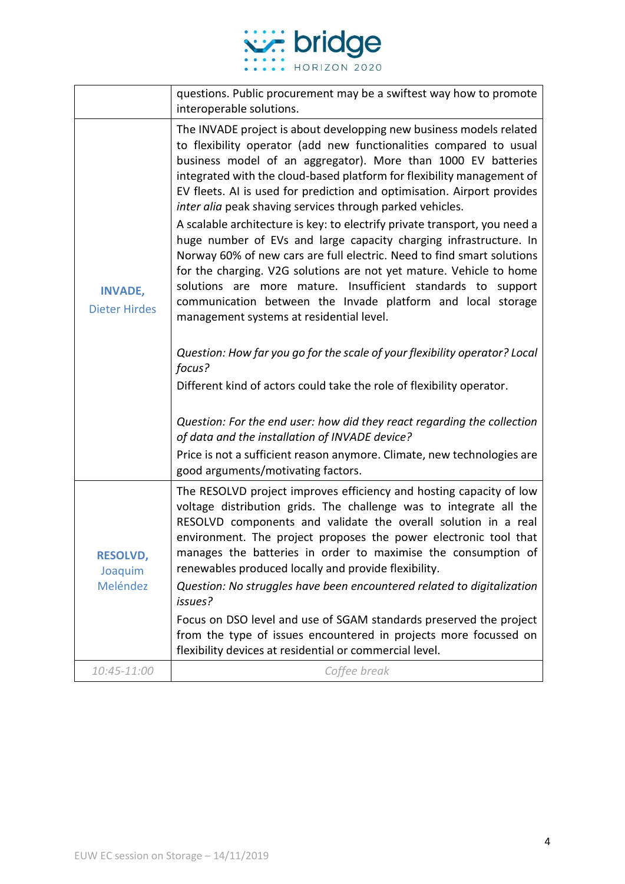|  |  |
|---|---|
|  | questions. Public procurement may be a swiftest way how to promote interoperable solutions. |
| **INVADE,** Dieter Hirdes | The INVADE project is about developping new business models related to flexibility operator (add new functionalities compared to usual business model of an aggregator). More than 1000 EV batteries integrated with the cloud-based platform for flexibility management of EV fleets. AI is used for prediction and optimisation. Airport provides *inter alia* peak shaving services through parked vehicles.<br>A scalable architecture is key: to electrify private transport, you need a huge number of EVs and large capacity charging infrastructure. In Norway 60% of new cars are full electric. Need to find smart solutions for the charging. V2G solutions are not yet mature. Vehicle to home solutions are more mature. Insufficient standards to support communication between the Invade platform and local storage management systems at residential level.<br><br>*Question: How far you go for the scale of your flexibility operator? Local focus?*<br>Different kind of actors could take the role of flexibility operator.<br><br>*Question: For the end user: how did they react regarding the collection of data and the installation of INVADE device?*<br>Price is not a sufficient reason anymore. Climate, new technologies are good arguments/motivating factors. |
| **RESOLVD,** Joaquim Meléndez | The RESOLVD project improves efficiency and hosting capacity of low voltage distribution grids. The challenge was to integrate all the RESOLVD components and validate the overall solution in a real environment. The project proposes the power electronic tool that manages the batteries in order to maximise the consumption of renewables produced locally and provide flexibility.<br>*Question: No struggles have been encountered related to digitalization issues?*<br>Focus on DSO level and use of SGAM standards preserved the project from the type of issues encountered in projects more focussed on flexibility devices at residential or commercial level. |
| *10:45-11:00* | *Coffee break* |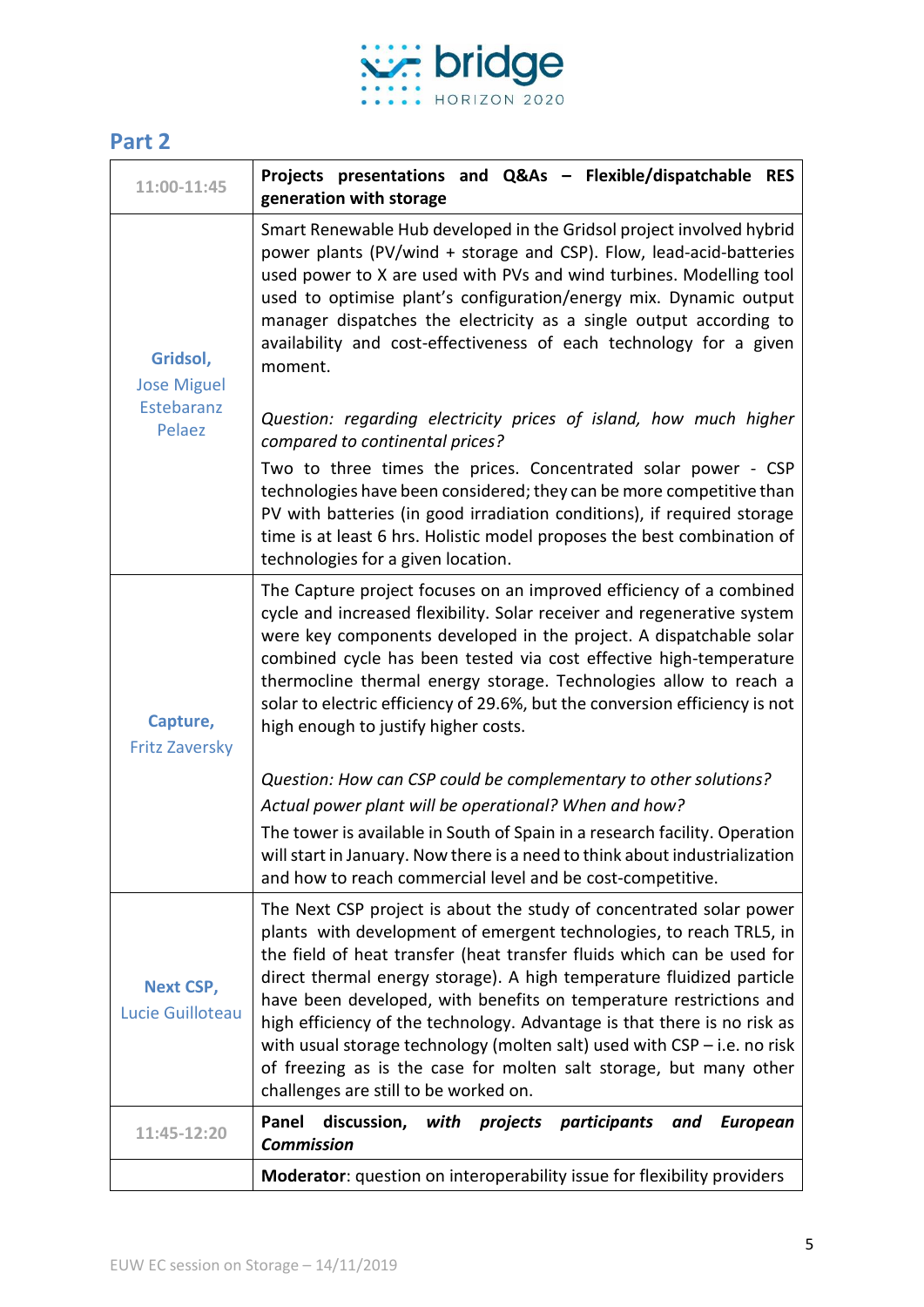## Part 2

| 11:00-11:45 | **Projects presentations and Q&As – Flexible/dispatchable RES generation with storage** |
|---|---|
| **Gridsol,** Jose Miguel Estebaranz Pelaez | Smart Renewable Hub developed in the Gridsol project involved hybrid power plants (PV/wind + storage and CSP). Flow, lead-acid-batteries used power to X are used with PVs and wind turbines. Modelling tool used to optimise plant's configuration/energy mix. Dynamic output manager dispatches the electricity as a single output according to availability and cost-effectiveness of each technology for a given moment.<br><br>*Question: regarding electricity prices of island, how much higher compared to continental prices?*<br>Two to three times the prices. Concentrated solar power - CSP technologies have been considered; they can be more competitive than PV with batteries (in good irradiation conditions), if required storage time is at least 6 hrs. Holistic model proposes the best combination of technologies for a given location. |
| **Capture,** Fritz Zaversky | The Capture project focuses on an improved efficiency of a combined cycle and increased flexibility. Solar receiver and regenerative system were key components developed in the project. A dispatchable solar combined cycle has been tested via cost effective high-temperature thermocline thermal energy storage. Technologies allow to reach a solar to electric efficiency of 29.6%, but the conversion efficiency is not high enough to justify higher costs.<br><br>*Question: How can CSP could be complementary to other solutions?*<br>*Actual power plant will be operational? When and how?*<br>The tower is available in South of Spain in a research facility. Operation will start in January. Now there is a need to think about industrialization and how to reach commercial level and be cost-competitive. |
| **Next CSP,** Lucie Guilloteau | The Next CSP project is about the study of concentrated solar power plants with development of emergent technologies, to reach TRL5, in the field of heat transfer (heat transfer fluids which can be used for direct thermal energy storage). A high temperature fluidized particle have been developed, with benefits on temperature restrictions and high efficiency of the technology. Advantage is that there is no risk as with usual storage technology (molten salt) used with CSP – i.e. no risk of freezing as is the case for molten salt storage, but many other challenges are still to be worked on. |
| 11:45-12:20 | **Panel discussion, *with projects participants and European Commission*** |
| | **Moderator**: question on interoperability issue for flexibility providers |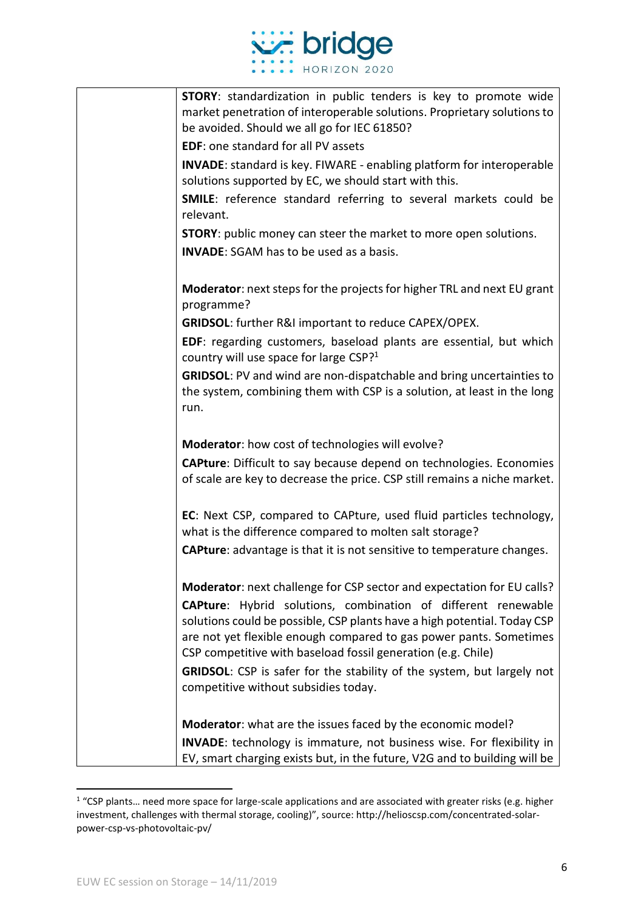| | |
|---|---|
| | **STORY**: standardization in public tenders is key to promote wide market penetration of interoperable solutions. Proprietary solutions to be avoided. Should we all go for IEC 61850?<br>**EDF**: one standard for all PV assets<br>**INVADE**: standard is key. FIWARE - enabling platform for interoperable solutions supported by EC, we should start with this.<br>**SMILE**: reference standard referring to several markets could be relevant.<br>**STORY**: public money can steer the market to more open solutions.<br>**INVADE**: SGAM has to be used as a basis.<br><br>**Moderator**: next steps for the projects for higher TRL and next EU grant programme?<br>**GRIDSOL**: further R&I important to reduce CAPEX/OPEX.<br>**EDF**: regarding customers, baseload plants are essential, but which country will use space for large CSP?[1]<br>**GRIDSOL**: PV and wind are non-dispatchable and bring uncertainties to the system, combining them with CSP is a solution, at least in the long run.<br><br>**Moderator**: how cost of technologies will evolve?<br>**CAPture**: Difficult to say because depend on technologies. Economies of scale are key to decrease the price. CSP still remains a niche market.<br><br>**EC**: Next CSP, compared to CAPture, used fluid particles technology, what is the difference compared to molten salt storage?<br>**CAPture**: advantage is that it is not sensitive to temperature changes.<br><br>**Moderator**: next challenge for CSP sector and expectation for EU calls?<br>**CAPture**: Hybrid solutions, combination of different renewable solutions could be possible, CSP plants have a high potential. Today CSP are not yet flexible enough compared to gas power pants. Sometimes CSP competitive with baseload fossil generation (e.g. Chile)<br>**GRIDSOL**: CSP is safer for the stability of the system, but largely not competitive without subsidies today.<br><br>**Moderator**: what are the issues faced by the economic model?<br>**INVADE**: technology is immature, not business wise. For flexibility in EV, smart charging exists but, in the future, V2G and to building will be |

[1] "CSP plants… need more space for large-scale applications and are associated with greater risks (e.g. higher investment, challenges with thermal storage, cooling)", source: http://helioscsp.com/concentrated-solar-power-csp-vs-photovoltaic-pv/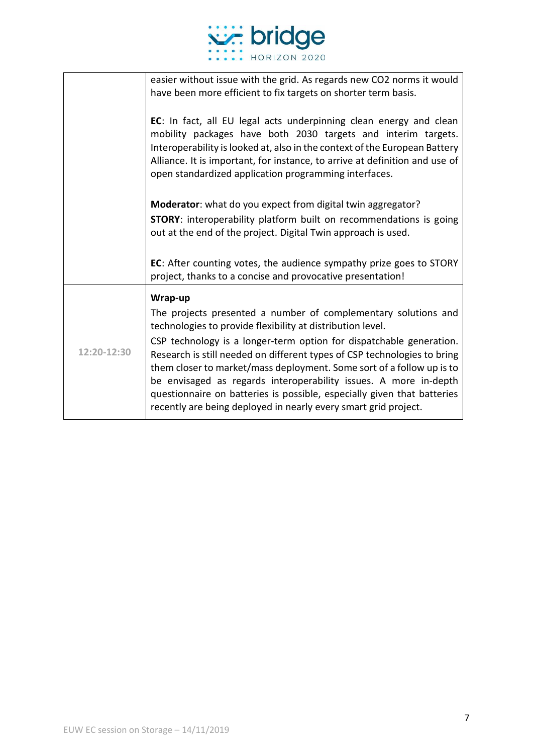| | |
|---|---|
| | easier without issue with the grid. As regards new $CO_2$ norms it would have been more efficient to fix targets on shorter term basis.<br><br>**EC**: In fact, all EU legal acts underpinning clean energy and clean mobility packages have both 2030 targets and interim targets. Interoperability is looked at, also in the context of the European Battery Alliance. It is important, for instance, to arrive at definition and use of open standardized application programming interfaces.<br><br>**Moderator**: what do you expect from digital twin aggregator?<br>**STORY**: interoperability platform built on recommendations is going out at the end of the project. Digital Twin approach is used.<br><br>**EC**: After counting votes, the audience sympathy prize goes to STORY project, thanks to a concise and provocative presentation! |
| 12:20-12:30 | **Wrap-up**<br>The projects presented a number of complementary solutions and technologies to provide flexibility at distribution level.<br>CSP technology is a longer-term option for dispatchable generation. Research is still needed on different types of CSP technologies to bring them closer to market/mass deployment. Some sort of a follow up is to be envisaged as regards interoperability issues. A more in-depth questionnaire on batteries is possible, especially given that batteries recently are being deployed in nearly every smart grid project. |